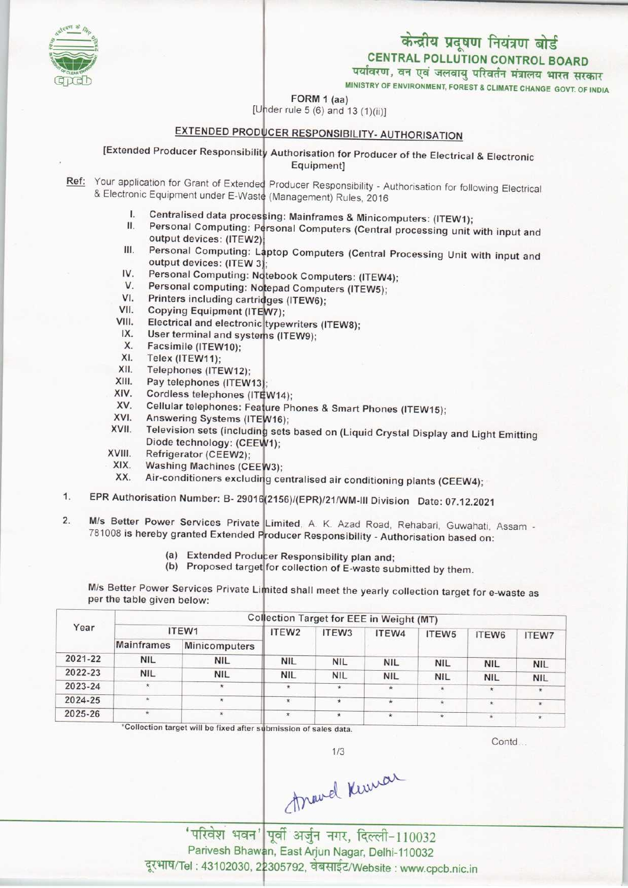केन्द्रीय प्रदूषण नियंत्रण बोर्ड

**CENTRAL POLLUTION CONTROL BOARD**

पर्यावरण, वन एवं जलवायु परिवर्तन मंत्रालय भारत सरकार

MINISTRY OF ENVIRONMENT, FOREST & CLIMATE CHANGE GOVT. OF INDIA

FORM 1 (aa)

[Under rule 5 (6) and 13 (1)(ii)]

## EXTENDED PRODUCER RESPONSIBILITY- AUTHORISATION

[Extended Producer Responsibility Authorisation for Producer of the Electrical & Electronic Equipment]

**Ref:** Your application for Grant of Extended Producer Responsibility - Authorisation for following Electrical & Electronic Equipment under E-Waste (Management) Rules, 2016

I. Centralised data processing: Mainframes & Minicomputers: (ITEW1);
II. Personal Computing: Personal Computers (Central processing unit with input and output devices: (ITEW2);
III. Personal Computing: Laptop Computers (Central Processing Unit with input and output devices: (ITEW 3);
IV. Personal Computing: Notebook Computers: (ITEW4);
V. Personal computing: Notepad Computers (ITEW5);
VI. Printers including cartridges (ITEW6);
VII. Copying Equipment (ITEW7);
VIII. Electrical and electronic typewriters (ITEW8);
IX. User terminal and systems (ITEW9);
X. Facsimile (ITEW10);
XI. Telex (ITEW11);
XII. Telephones (ITEW12);
XIII. Pay telephones (ITEW13);
XIV. Cordless telephones (ITEW14);
XV. Cellular telephones: Feature Phones & Smart Phones (ITEW15);
XVI. Answering Systems (ITEW16);
XVII. Television sets (including sets based on (Liquid Crystal Display and Light Emitting Diode technology: (CEEW1);
XVIII. Refrigerator (CEEW2);
XIX. Washing Machines (CEEW3);
XX. Air-conditioners excluding centralised air conditioning plants (CEEW4);

1. EPR Authorisation Number: B- 29016(2156)/(EPR)/21/WM-III Division Date: 07.12.2021

2. M/s Better Power Services Private Limited, A. K. Azad Road, Rehabari, Guwahati, Assam - 781008 is hereby granted Extended Producer Responsibility - Authorisation based on:

   (a) Extended Producer Responsibility plan and;
   (b) Proposed target for collection of E-waste submitted by them.

M/s Better Power Services Private Limited shall meet the yearly collection target for e-waste as per the table given below:

| Year | Collection Target for EEE in Weight (MT) | | | | | | | |
|---|---|---|---|---|---|---|---|---|
| | ITEW1 | | ITEW2 | ITEW3 | ITEW4 | ITEW5 | ITEW6 | ITEW7 |
| | Mainframes | Minicomputers | | | | | | |
| 2021-22 | NIL | NIL | NIL | NIL | NIL | NIL | NIL | NIL |
| 2022-23 | NIL | NIL | NIL | NIL | NIL | NIL | NIL | NIL |
| 2023-24 | * | * | * | * | * | * | * | * |
| 2024-25 | * | * | * | * | * | * | * | * |
| 2025-26 | * | * | * | * | * | * | * | * |

*Collection target will be fixed after submission of sales data.

Contd...

Anand Kumar

'परिवेश भवन' पूर्वी अर्जुन नगर, दिल्ली-110032

Parivesh Bhawan, East Arjun Nagar, Delhi-110032

दूरभाष/Tel : 43102030, 22305792, वेबसाईट/Website : www.cpcb.nic.in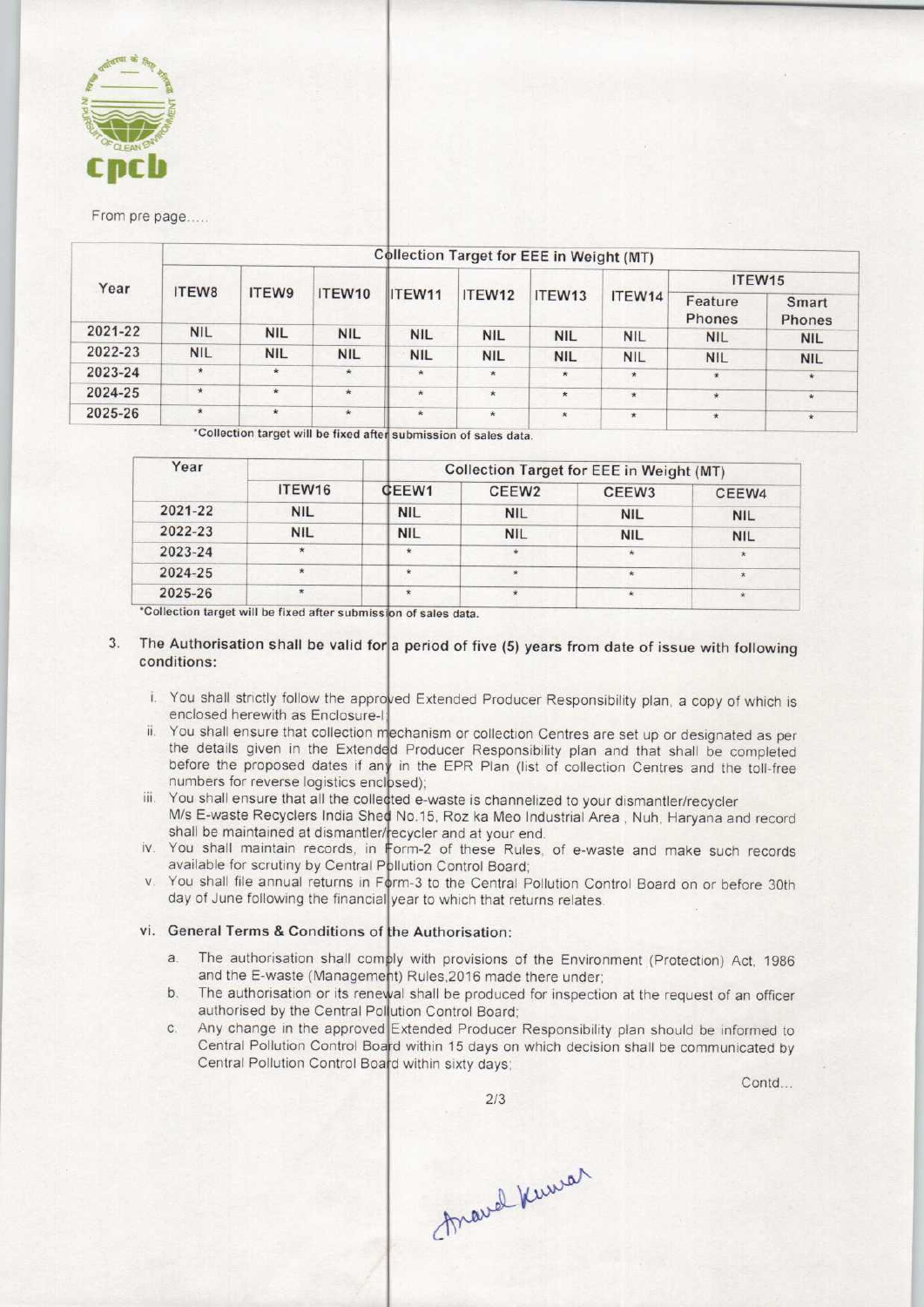From pre page.....

| Year | Collection Target for EEE in Weight (MT) | | | | | | | | |
|---|---|---|---|---|---|---|---|---|---|
| | ITEW8 | ITEW9 | ITEW10 | ITEW11 | ITEW12 | ITEW13 | ITEW14 | ITEW15 | |
| | | | | | | | | Feature Phones | Smart Phones |
| 2021-22 | NIL | NIL | NIL | NIL | NIL | NIL | NIL | NIL | NIL |
| 2022-23 | NIL | NIL | NIL | NIL | NIL | NIL | NIL | NIL | NIL |
| 2023-24 | * | * | * | * | * | * | * | * | * |
| 2024-25 | * | * | * | * | * | * | * | * | * |
| 2025-26 | * | * | * | * | * | * | * | * | * |

*Collection target will be fixed after submission of sales data.

| Year | Collection Target for EEE in Weight (MT) | | | | |
|---|---|---|---|---|---|
| | ITEW16 | CEEW1 | CEEW2 | CEEW3 | CEEW4 |
| 2021-22 | NIL | NIL | NIL | NIL | NIL |
| 2022-23 | NIL | NIL | NIL | NIL | NIL |
| 2023-24 | * | * | * | * | * |
| 2024-25 | * | * | * | * | * |
| 2025-26 | * | * | * | * | * |

*Collection target will be fixed after submission of sales data.

3. **The Authorisation shall be valid for a period of five (5) years from date of issue with following conditions:**

   i. You shall strictly follow the approved Extended Producer Responsibility plan, a copy of which is enclosed herewith as Enclosure-I;
   ii. You shall ensure that collection mechanism or collection Centres are set up or designated as per the details given in the Extended Producer Responsibility plan and that shall be completed before the proposed dates if any in the EPR Plan (list of collection Centres and the toll-free numbers for reverse logistics enclosed);
   iii. You shall ensure that all the collected e-waste is channelized to your dismantler/recycler M/s E-waste Recyclers India Shed No.15, Roz ka Meo Industrial Area , Nuh, Haryana and record shall be maintained at dismantler/recycler and at your end.
   iv. You shall maintain records, in Form-2 of these Rules, of e-waste and make such records available for scrutiny by Central Pollution Control Board;
   v. You shall file annual returns in Form-3 to the Central Pollution Control Board on or before 30th day of June following the financial year to which that returns relates.

   vi. **General Terms & Conditions of the Authorisation:**

   a. The authorisation shall comply with provisions of the Environment (Protection) Act, 1986 and the E-waste (Management) Rules,2016 made there under;
   b. The authorisation or its renewal shall be produced for inspection at the request of an officer authorised by the Central Pollution Control Board;
   c. Any change in the approved Extended Producer Responsibility plan should be informed to Central Pollution Control Board within 15 days on which decision shall be communicated by Central Pollution Control Board within sixty days;

Contd...

Anand Kumar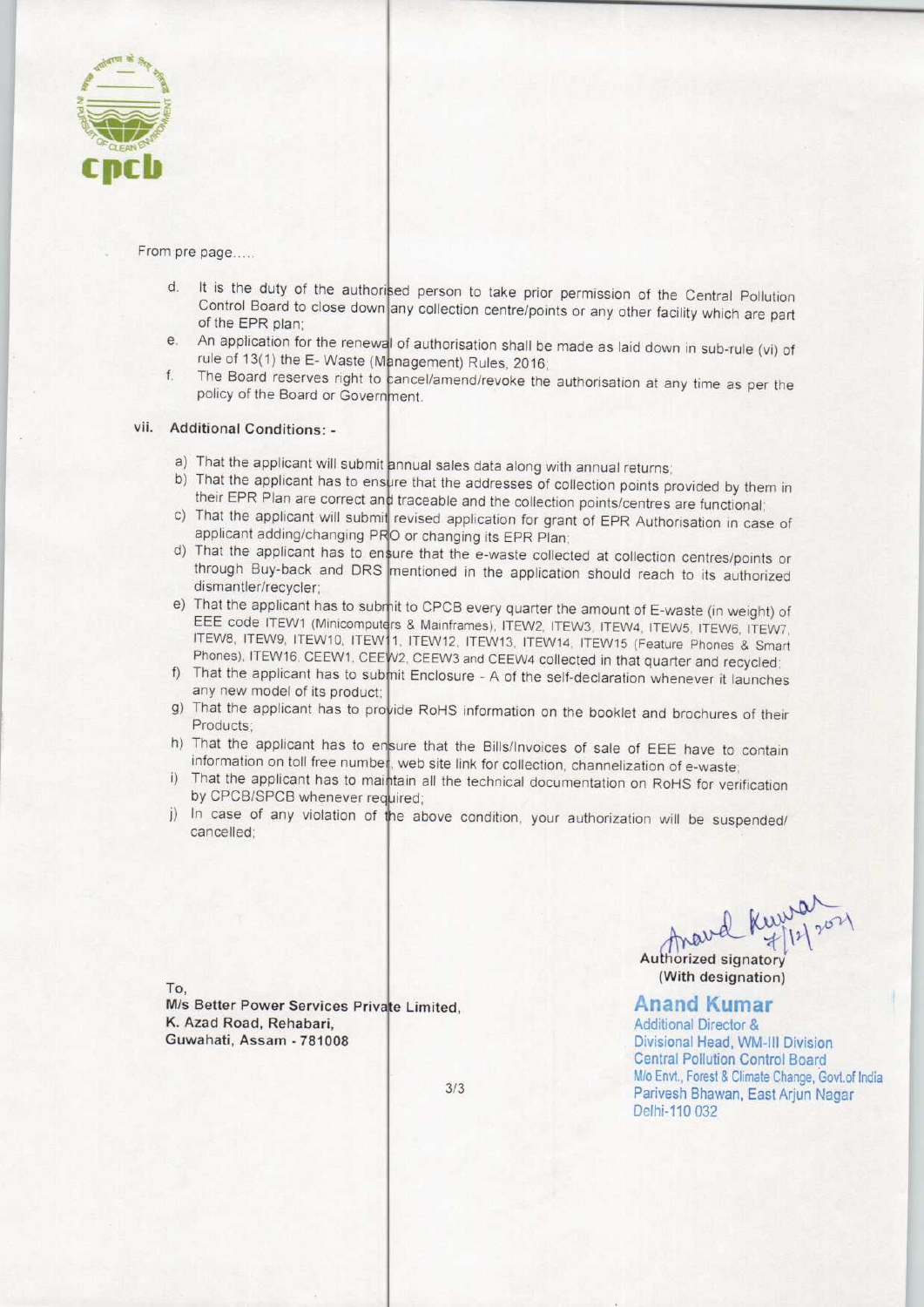From pre page.....

d. It is the duty of the authorised person to take prior permission of the Central Pollution Control Board to close down any collection centre/points or any other facility which are part of the EPR plan;

e. An application for the renewal of authorisation shall be made as laid down in sub-rule (vi) of rule of 13(1) the E- Waste (Management) Rules, 2016;

f. The Board reserves right to cancel/amend/revoke the authorisation at any time as per the policy of the Board or Government.

vii. **Additional Conditions: -**

a) That the applicant will submit annual sales data along with annual returns;

b) That the applicant has to ensure that the addresses of collection points provided by them in their EPR Plan are correct and traceable and the collection points/centres are functional;

c) That the applicant will submit revised application for grant of EPR Authorisation in case of applicant adding/changing PRO or changing its EPR Plan;

d) That the applicant has to ensure that the e-waste collected at collection centres/points or through Buy-back and DRS mentioned in the application should reach to its authorized dismantler/recycler;

e) That the applicant has to submit to CPCB every quarter the amount of E-waste (in weight) of EEE code ITEW1 (Minicomputers & Mainframes), ITEW2, ITEW3, ITEW4, ITEW5, ITEW6, ITEW7, ITEW8, ITEW9, ITEW10, ITEW11, ITEW12, ITEW13, ITEW14, ITEW15 (Feature Phones & Smart Phones), ITEW16, CEEW1, CEEW2, CEEW3 and CEEW4 collected in that quarter and recycled;

f) That the applicant has to submit Enclosure - A of the self-declaration whenever it launches any new model of its product;

g) That the applicant has to provide RoHS information on the booklet and brochures of their Products;

h) That the applicant has to ensure that the Bills/Invoices of sale of EEE have to contain information on toll free number, web site link for collection, channelization of e-waste;

i) That the applicant has to maintain all the technical documentation on RoHS for verification by CPCB/SPCB whenever required;

j) In case of any violation of the above condition, your authorization will be suspended/ cancelled;

Anand Kumar 7/12/2021

Authorized signatory
(With designation)

**Anand Kumar**
Additional Director &
Divisional Head, WM-III Division
Central Pollution Control Board
M/o Envt., Forest & Climate Change, Govt.of India
Parivesh Bhawan, East Arjun Nagar
Delhi-110 032

To,
M/s Better Power Services Private Limited,
K. Azad Road, Rehabari,
Guwahati, Assam - 781008